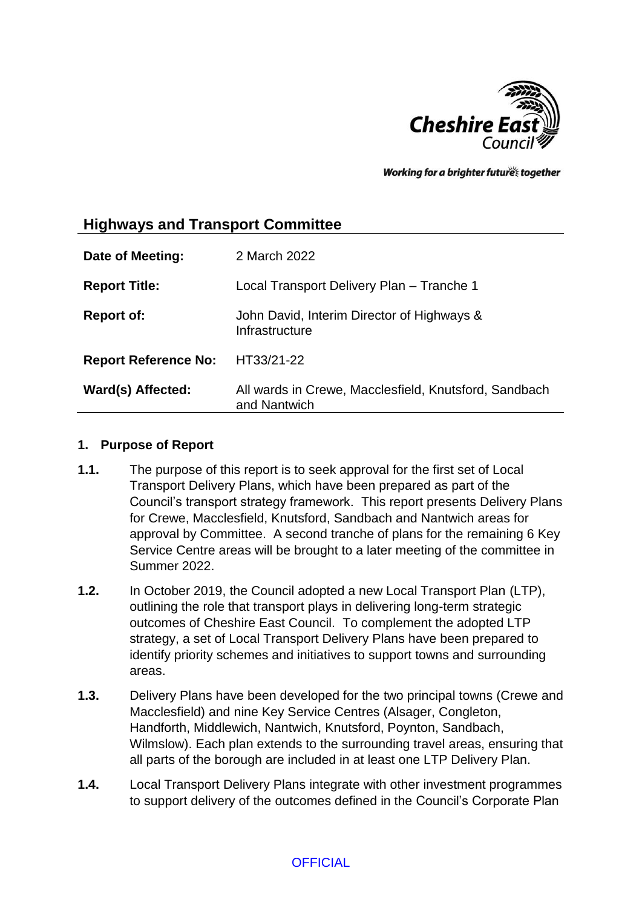# Highways and Transport Committee

| | |
|---|---|
| **Date of Meeting:** | 2 March 2022 |
| **Report Title:** | Local Transport Delivery Plan – Tranche 1 |
| **Report of:** | John David, Interim Director of Highways & Infrastructure |
| **Report Reference No:** | HT33/21-22 |
| **Ward(s) Affected:** | All wards in Crewe, Macclesfield, Knutsford, Sandbach and Nantwich |

## 1. Purpose of Report

**1.1.** The purpose of this report is to seek approval for the first set of Local Transport Delivery Plans, which have been prepared as part of the Council's transport strategy framework. This report presents Delivery Plans for Crewe, Macclesfield, Knutsford, Sandbach and Nantwich areas for approval by Committee. A second tranche of plans for the remaining 6 Key Service Centre areas will be brought to a later meeting of the committee in Summer 2022.

**1.2.** In October 2019, the Council adopted a new Local Transport Plan (LTP), outlining the role that transport plays in delivering long-term strategic outcomes of Cheshire East Council. To complement the adopted LTP strategy, a set of Local Transport Delivery Plans have been prepared to identify priority schemes and initiatives to support towns and surrounding areas.

**1.3.** Delivery Plans have been developed for the two principal towns (Crewe and Macclesfield) and nine Key Service Centres (Alsager, Congleton, Handforth, Middlewich, Nantwich, Knutsford, Poynton, Sandbach, Wilmslow). Each plan extends to the surrounding travel areas, ensuring that all parts of the borough are included in at least one LTP Delivery Plan.

**1.4.** Local Transport Delivery Plans integrate with other investment programmes to support delivery of the outcomes defined in the Council's Corporate Plan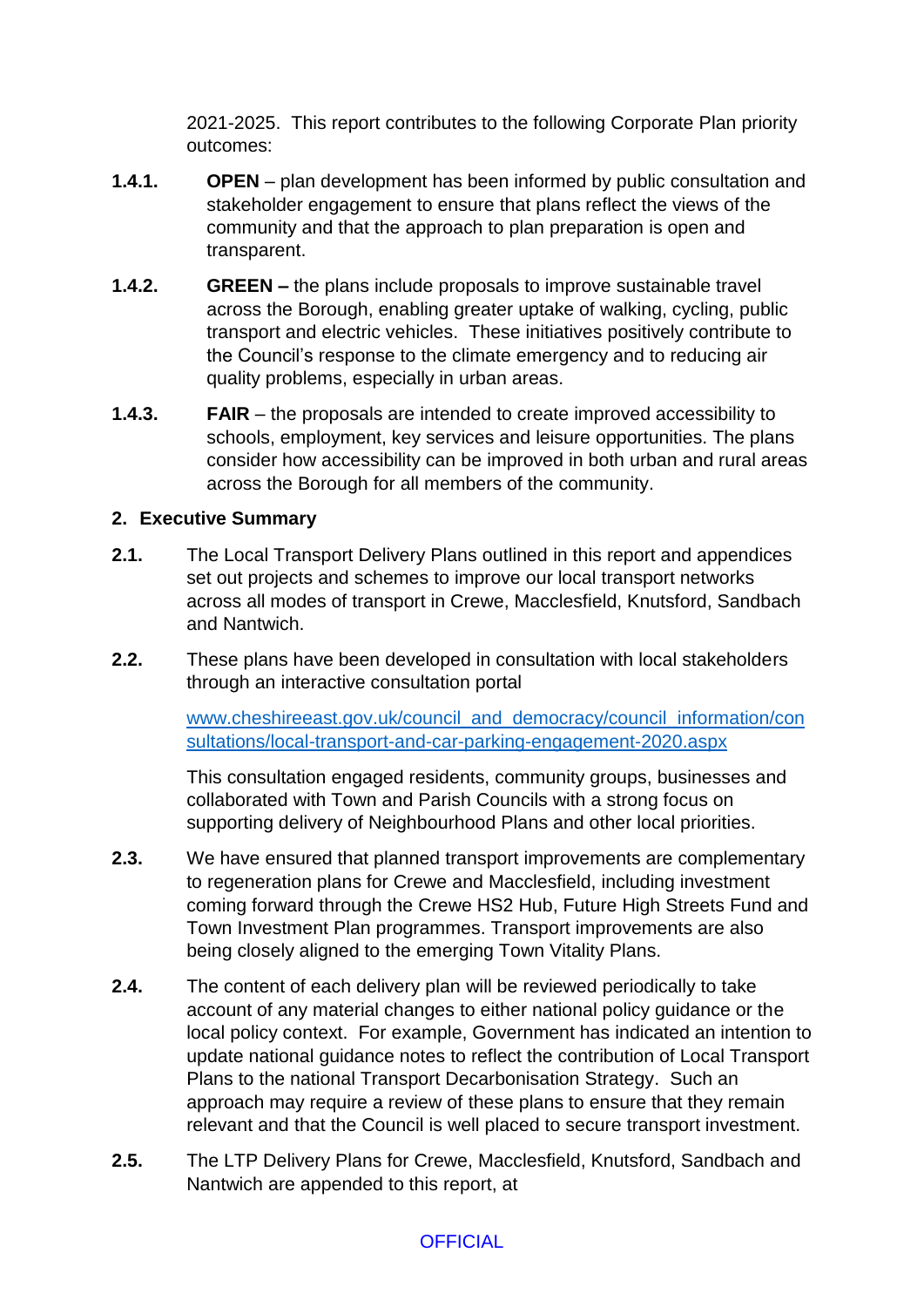2021-2025. This report contributes to the following Corporate Plan priority outcomes:

**1.4.1.** **OPEN** – plan development has been informed by public consultation and stakeholder engagement to ensure that plans reflect the views of the community and that the approach to plan preparation is open and transparent.

**1.4.2.** **GREEN –** the plans include proposals to improve sustainable travel across the Borough, enabling greater uptake of walking, cycling, public transport and electric vehicles. These initiatives positively contribute to the Council's response to the climate emergency and to reducing air quality problems, especially in urban areas.

**1.4.3.** **FAIR** – the proposals are intended to create improved accessibility to schools, employment, key services and leisure opportunities. The plans consider how accessibility can be improved in both urban and rural areas across the Borough for all members of the community.

## 2. Executive Summary

**2.1.** The Local Transport Delivery Plans outlined in this report and appendices set out projects and schemes to improve our local transport networks across all modes of transport in Crewe, Macclesfield, Knutsford, Sandbach and Nantwich.

**2.2.** These plans have been developed in consultation with local stakeholders through an interactive consultation portal

[www.cheshireeast.gov.uk/council_and_democracy/council_information/consultations/local-transport-and-car-parking-engagement-2020.aspx](www.cheshireeast.gov.uk/council_and_democracy/council_information/consultations/local-transport-and-car-parking-engagement-2020.aspx)

This consultation engaged residents, community groups, businesses and collaborated with Town and Parish Councils with a strong focus on supporting delivery of Neighbourhood Plans and other local priorities.

**2.3.** We have ensured that planned transport improvements are complementary to regeneration plans for Crewe and Macclesfield, including investment coming forward through the Crewe HS2 Hub, Future High Streets Fund and Town Investment Plan programmes. Transport improvements are also being closely aligned to the emerging Town Vitality Plans.

**2.4.** The content of each delivery plan will be reviewed periodically to take account of any material changes to either national policy guidance or the local policy context. For example, Government has indicated an intention to update national guidance notes to reflect the contribution of Local Transport Plans to the national Transport Decarbonisation Strategy. Such an approach may require a review of these plans to ensure that they remain relevant and that the Council is well placed to secure transport investment.

**2.5.** The LTP Delivery Plans for Crewe, Macclesfield, Knutsford, Sandbach and Nantwich are appended to this report, at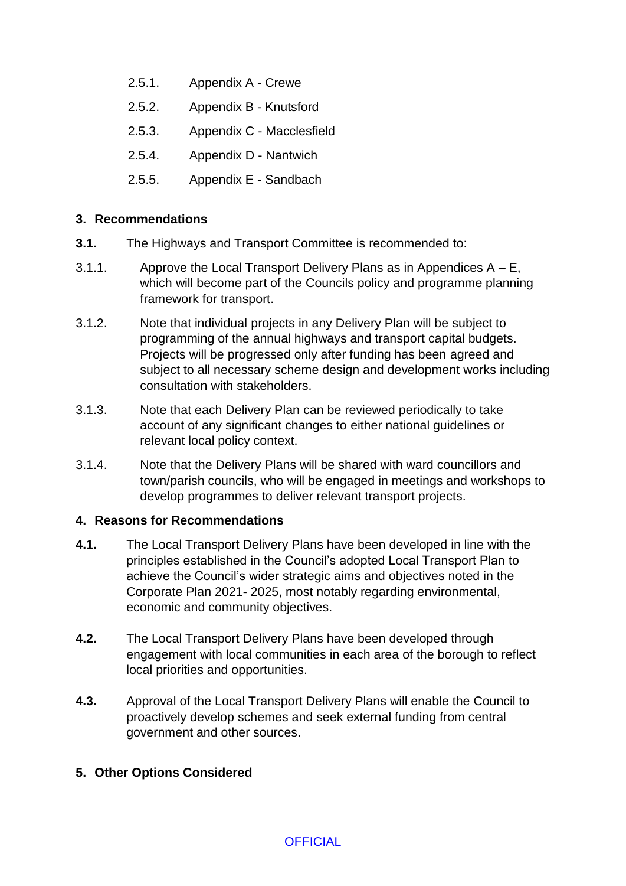2.5.1. Appendix A - Crewe

2.5.2. Appendix B - Knutsford

2.5.3. Appendix C - Macclesfield

2.5.4. Appendix D - Nantwich

2.5.5. Appendix E - Sandbach

## 3. Recommendations

**3.1.** The Highways and Transport Committee is recommended to:

3.1.1. Approve the Local Transport Delivery Plans as in Appendices A – E, which will become part of the Councils policy and programme planning framework for transport.

3.1.2. Note that individual projects in any Delivery Plan will be subject to programming of the annual highways and transport capital budgets. Projects will be progressed only after funding has been agreed and subject to all necessary scheme design and development works including consultation with stakeholders.

3.1.3. Note that each Delivery Plan can be reviewed periodically to take account of any significant changes to either national guidelines or relevant local policy context.

3.1.4. Note that the Delivery Plans will be shared with ward councillors and town/parish councils, who will be engaged in meetings and workshops to develop programmes to deliver relevant transport projects.

## 4. Reasons for Recommendations

**4.1.** The Local Transport Delivery Plans have been developed in line with the principles established in the Council's adopted Local Transport Plan to achieve the Council's wider strategic aims and objectives noted in the Corporate Plan 2021- 2025, most notably regarding environmental, economic and community objectives.

**4.2.** The Local Transport Delivery Plans have been developed through engagement with local communities in each area of the borough to reflect local priorities and opportunities.

**4.3.** Approval of the Local Transport Delivery Plans will enable the Council to proactively develop schemes and seek external funding from central government and other sources.

## 5. Other Options Considered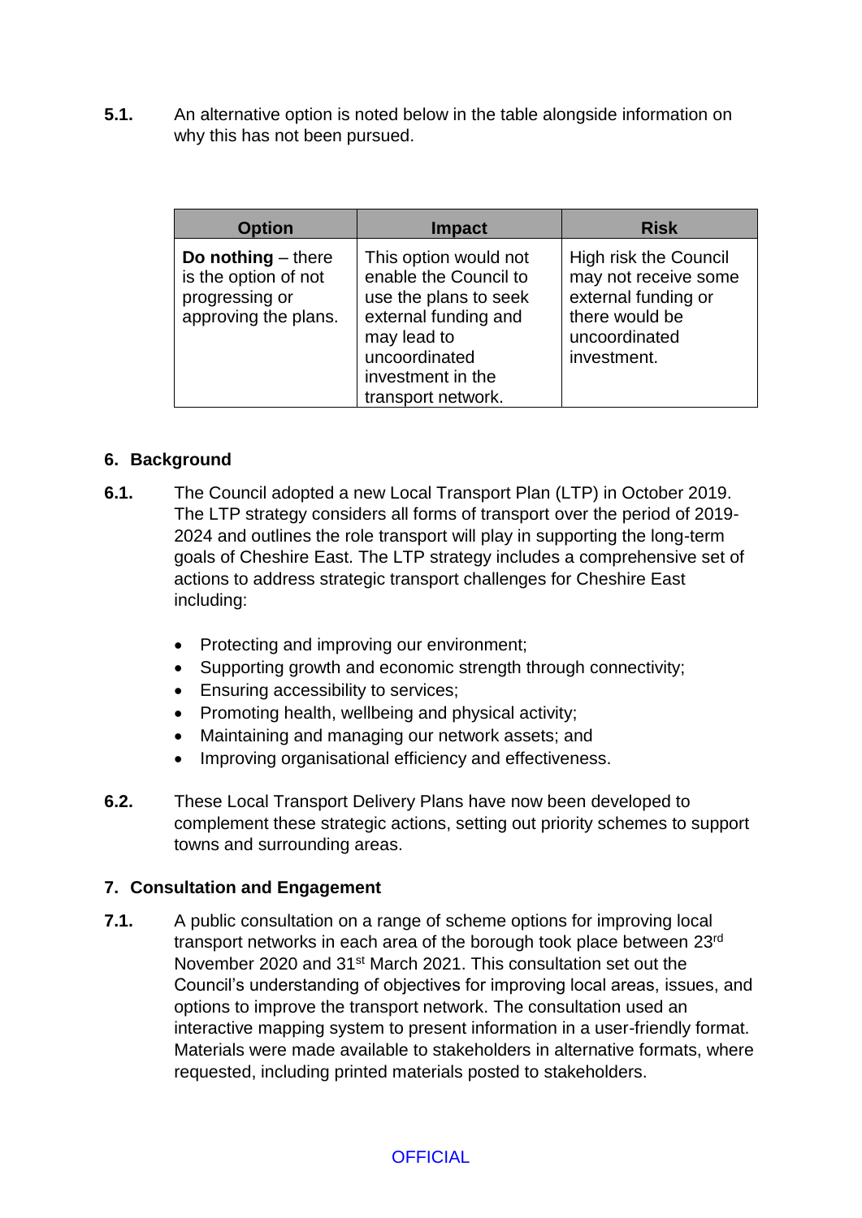**5.1.** An alternative option is noted below in the table alongside information on why this has not been pursued.

| Option | Impact | Risk |
|---|---|---|
| **Do nothing** – there is the option of not progressing or approving the plans. | This option would not enable the Council to use the plans to seek external funding and may lead to uncoordinated investment in the transport network. | High risk the Council may not receive some external funding or there would be uncoordinated investment. |

## 6. Background

**6.1.** The Council adopted a new Local Transport Plan (LTP) in October 2019. The LTP strategy considers all forms of transport over the period of 2019-2024 and outlines the role transport will play in supporting the long-term goals of Cheshire East. The LTP strategy includes a comprehensive set of actions to address strategic transport challenges for Cheshire East including:

- Protecting and improving our environment;
- Supporting growth and economic strength through connectivity;
- Ensuring accessibility to services;
- Promoting health, wellbeing and physical activity;
- Maintaining and managing our network assets; and
- Improving organisational efficiency and effectiveness.

**6.2.** These Local Transport Delivery Plans have now been developed to complement these strategic actions, setting out priority schemes to support towns and surrounding areas.

## 7. Consultation and Engagement

**7.1.** A public consultation on a range of scheme options for improving local transport networks in each area of the borough took place between 23rd November 2020 and 31st March 2021. This consultation set out the Council's understanding of objectives for improving local areas, issues, and options to improve the transport network. The consultation used an interactive mapping system to present information in a user-friendly format. Materials were made available to stakeholders in alternative formats, where requested, including printed materials posted to stakeholders.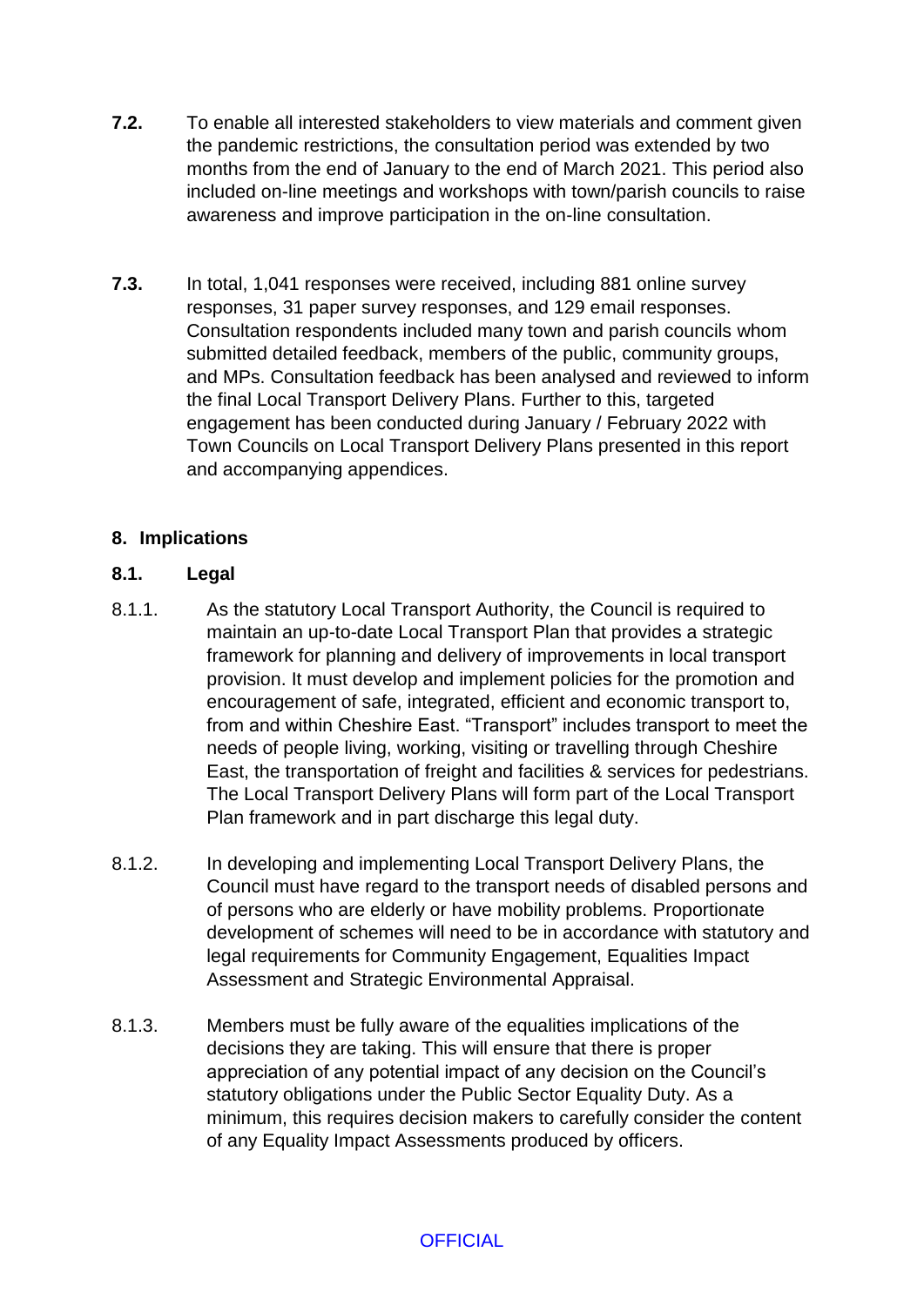**7.2.** To enable all interested stakeholders to view materials and comment given the pandemic restrictions, the consultation period was extended by two months from the end of January to the end of March 2021. This period also included on-line meetings and workshops with town/parish councils to raise awareness and improve participation in the on-line consultation.

**7.3.** In total, 1,041 responses were received, including 881 online survey responses, 31 paper survey responses, and 129 email responses. Consultation respondents included many town and parish councils whom submitted detailed feedback, members of the public, community groups, and MPs. Consultation feedback has been analysed and reviewed to inform the final Local Transport Delivery Plans. Further to this, targeted engagement has been conducted during January / February 2022 with Town Councils on Local Transport Delivery Plans presented in this report and accompanying appendices.

## 8. Implications

### 8.1. Legal

8.1.1. As the statutory Local Transport Authority, the Council is required to maintain an up-to-date Local Transport Plan that provides a strategic framework for planning and delivery of improvements in local transport provision. It must develop and implement policies for the promotion and encouragement of safe, integrated, efficient and economic transport to, from and within Cheshire East. "Transport" includes transport to meet the needs of people living, working, visiting or travelling through Cheshire East, the transportation of freight and facilities & services for pedestrians. The Local Transport Delivery Plans will form part of the Local Transport Plan framework and in part discharge this legal duty.

8.1.2. In developing and implementing Local Transport Delivery Plans, the Council must have regard to the transport needs of disabled persons and of persons who are elderly or have mobility problems. Proportionate development of schemes will need to be in accordance with statutory and legal requirements for Community Engagement, Equalities Impact Assessment and Strategic Environmental Appraisal.

8.1.3. Members must be fully aware of the equalities implications of the decisions they are taking. This will ensure that there is proper appreciation of any potential impact of any decision on the Council's statutory obligations under the Public Sector Equality Duty. As a minimum, this requires decision makers to carefully consider the content of any Equality Impact Assessments produced by officers.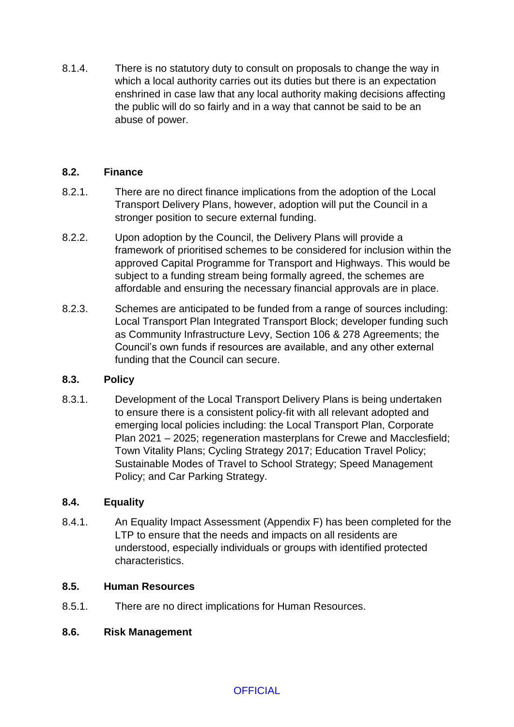8.1.4. There is no statutory duty to consult on proposals to change the way in which a local authority carries out its duties but there is an expectation enshrined in case law that any local authority making decisions affecting the public will do so fairly and in a way that cannot be said to be an abuse of power.

### 8.2. Finance

8.2.1. There are no direct finance implications from the adoption of the Local Transport Delivery Plans, however, adoption will put the Council in a stronger position to secure external funding.

8.2.2. Upon adoption by the Council, the Delivery Plans will provide a framework of prioritised schemes to be considered for inclusion within the approved Capital Programme for Transport and Highways. This would be subject to a funding stream being formally agreed, the schemes are affordable and ensuring the necessary financial approvals are in place.

8.2.3. Schemes are anticipated to be funded from a range of sources including: Local Transport Plan Integrated Transport Block; developer funding such as Community Infrastructure Levy, Section 106 & 278 Agreements; the Council's own funds if resources are available, and any other external funding that the Council can secure.

### 8.3. Policy

8.3.1. Development of the Local Transport Delivery Plans is being undertaken to ensure there is a consistent policy-fit with all relevant adopted and emerging local policies including: the Local Transport Plan, Corporate Plan 2021 – 2025; regeneration masterplans for Crewe and Macclesfield; Town Vitality Plans; Cycling Strategy 2017; Education Travel Policy; Sustainable Modes of Travel to School Strategy; Speed Management Policy; and Car Parking Strategy.

### 8.4. Equality

8.4.1. An Equality Impact Assessment (Appendix F) has been completed for the LTP to ensure that the needs and impacts on all residents are understood, especially individuals or groups with identified protected characteristics.

### 8.5. Human Resources

8.5.1. There are no direct implications for Human Resources.

### 8.6. Risk Management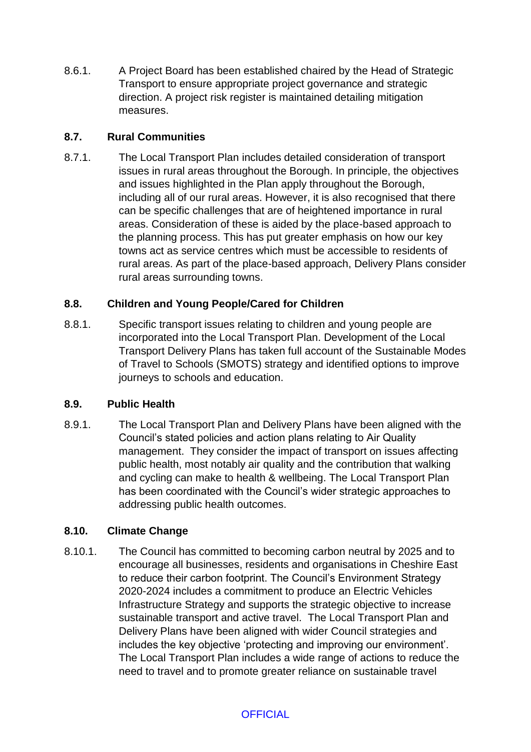8.6.1. A Project Board has been established chaired by the Head of Strategic Transport to ensure appropriate project governance and strategic direction. A project risk register is maintained detailing mitigation measures.

### 8.7. Rural Communities

8.7.1. The Local Transport Plan includes detailed consideration of transport issues in rural areas throughout the Borough. In principle, the objectives and issues highlighted in the Plan apply throughout the Borough, including all of our rural areas. However, it is also recognised that there can be specific challenges that are of heightened importance in rural areas. Consideration of these is aided by the place-based approach to the planning process. This has put greater emphasis on how our key towns act as service centres which must be accessible to residents of rural areas. As part of the place-based approach, Delivery Plans consider rural areas surrounding towns.

### 8.8. Children and Young People/Cared for Children

8.8.1. Specific transport issues relating to children and young people are incorporated into the Local Transport Plan. Development of the Local Transport Delivery Plans has taken full account of the Sustainable Modes of Travel to Schools (SMOTS) strategy and identified options to improve journeys to schools and education.

### 8.9. Public Health

8.9.1. The Local Transport Plan and Delivery Plans have been aligned with the Council's stated policies and action plans relating to Air Quality management. They consider the impact of transport on issues affecting public health, most notably air quality and the contribution that walking and cycling can make to health & wellbeing. The Local Transport Plan has been coordinated with the Council's wider strategic approaches to addressing public health outcomes.

### 8.10. Climate Change

8.10.1. The Council has committed to becoming carbon neutral by 2025 and to encourage all businesses, residents and organisations in Cheshire East to reduce their carbon footprint. The Council's Environment Strategy 2020-2024 includes a commitment to produce an Electric Vehicles Infrastructure Strategy and supports the strategic objective to increase sustainable transport and active travel. The Local Transport Plan and Delivery Plans have been aligned with wider Council strategies and includes the key objective 'protecting and improving our environment'. The Local Transport Plan includes a wide range of actions to reduce the need to travel and to promote greater reliance on sustainable travel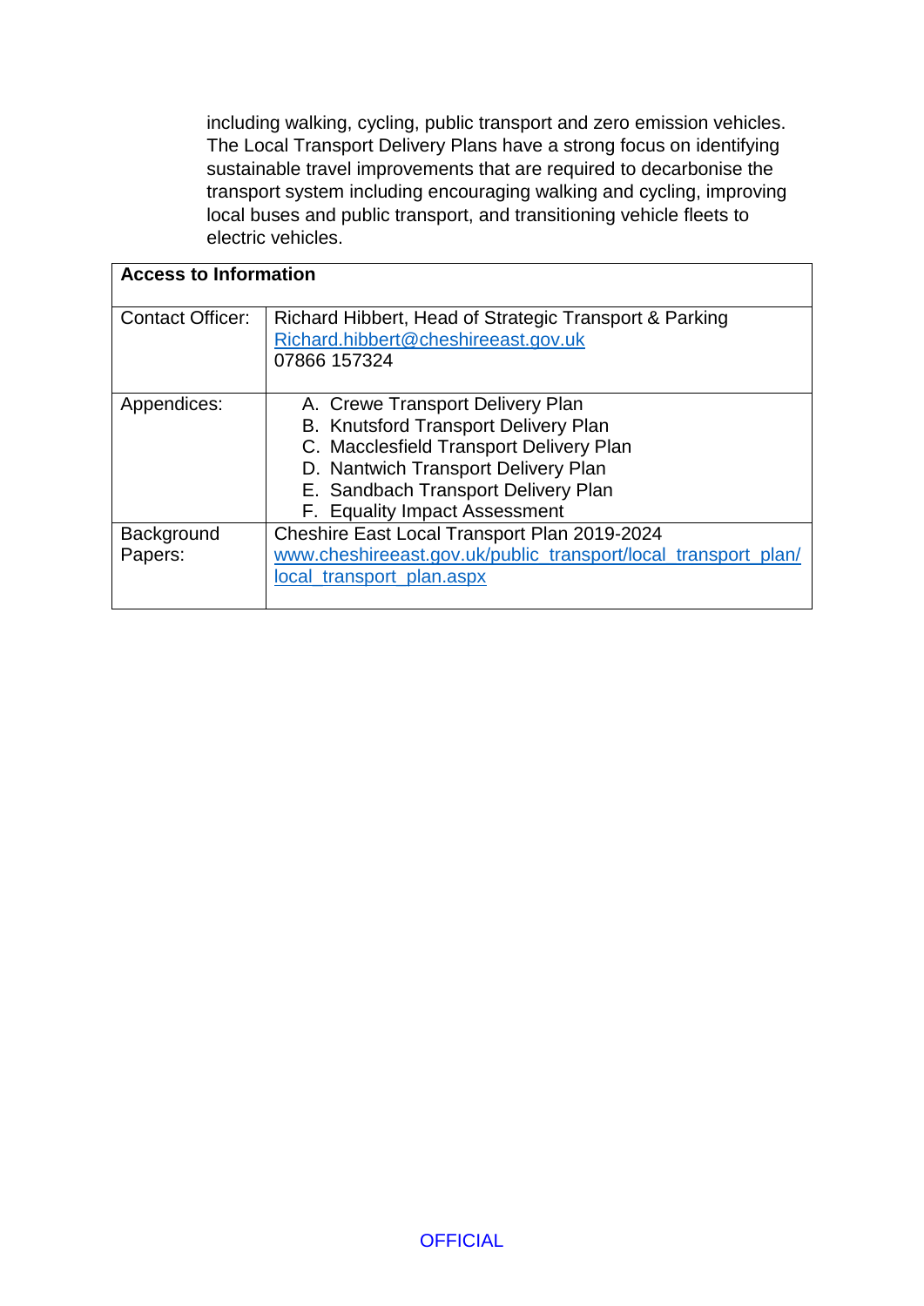including walking, cycling, public transport and zero emission vehicles. The Local Transport Delivery Plans have a strong focus on identifying sustainable travel improvements that are required to decarbonise the transport system including encouraging walking and cycling, improving local buses and public transport, and transitioning vehicle fleets to electric vehicles.

| **Access to Information** | |
|---|---|
| Contact Officer: | Richard Hibbert, Head of Strategic Transport & Parking<br>Richard.hibbert@cheshireeast.gov.uk<br>07866 157324 |
| Appendices: | A. Crewe Transport Delivery Plan<br>B. Knutsford Transport Delivery Plan<br>C. Macclesfield Transport Delivery Plan<br>D. Nantwich Transport Delivery Plan<br>E. Sandbach Transport Delivery Plan<br>F. Equality Impact Assessment |
| Background Papers: | Cheshire East Local Transport Plan 2019-2024<br>www.cheshireeast.gov.uk/public_transport/local_transport_plan/local_transport_plan.aspx |

OFFICIAL